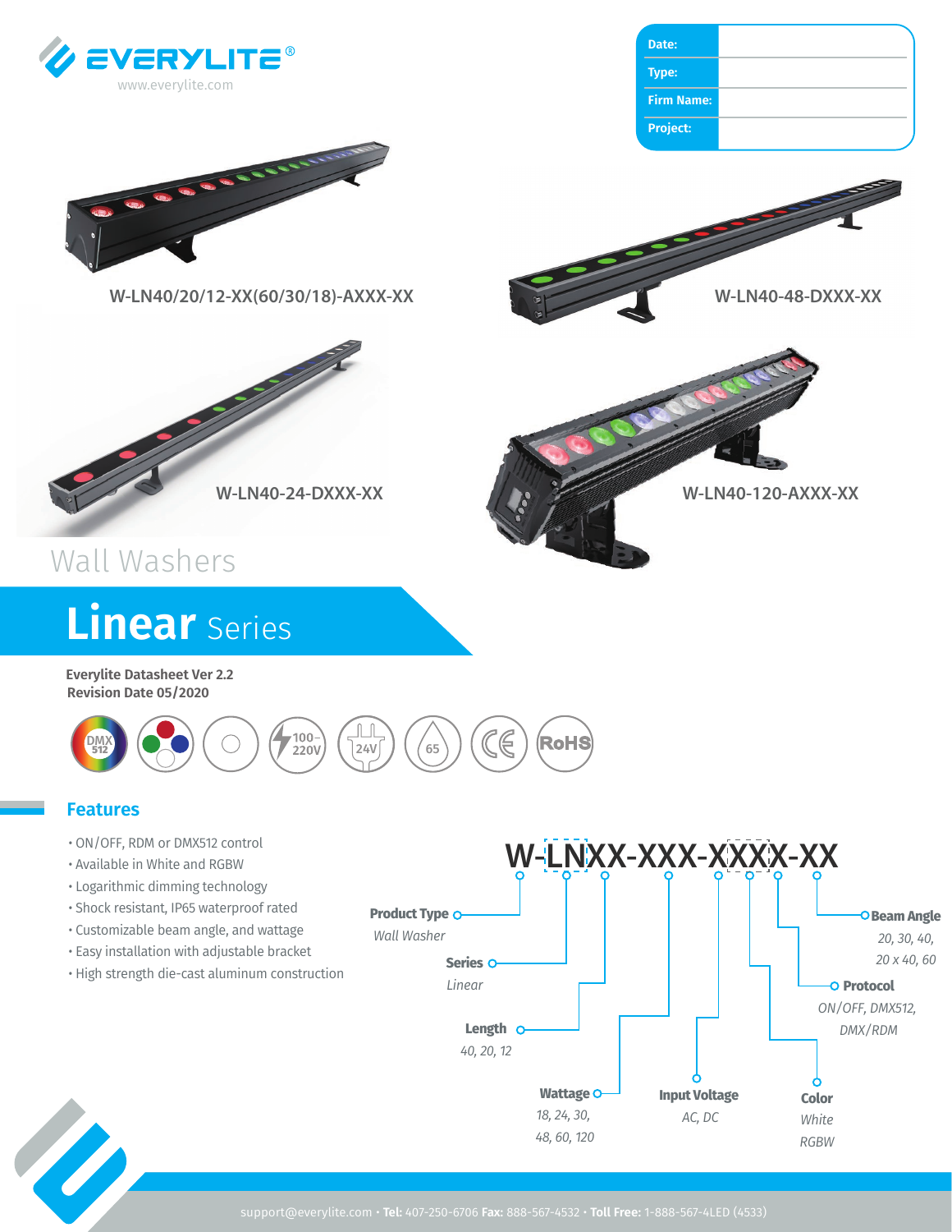EVERYLITE®
www.everylite.com

| Date: | |
|---|---|
| Type: | |
| Firm Name: | |
| Project: | |

W-LN40/20/12-XX(60/30/18)-AXXX-XX

W-LN40-48-DXXX-XX

W-LN40-24-DXXX-XX

W-LN40-120-AXXX-XX

Wall Washers

# Linear Series

**Everylite Datasheet Ver 2.2**
**Revision Date 05/2020**

DMX 512 · 100-220V · 24V · 65 · CE · RoHS

## Features

- ON/OFF, RDM or DMX512 control
- Available in White and RGBW
- Logarithmic dimming technology
- Shock resistant, IP65 waterproof rated
- Customizable beam angle, and wattage
- Easy installation with adjustable bracket
- High strength die-cast aluminum construction

W-LNXX-XXX-XXXX-XX

- **Product Type**: *Wall Washer*
- **Series**: *Linear*
- **Length**: *40, 20, 12*
- **Wattage**: *18, 24, 30, 48, 60, 120*
- **Input Voltage**: *AC, DC*
- **Color**: *White, RGBW*
- **Protocol**: *ON/OFF, DMX512, DMX/RDM*
- **Beam Angle**: *20, 30, 40, 20 x 40, 60*

support@everylite.com • **Tel:** 407-250-6706 **Fax:** 888-567-4532 • **Toll Free:** 1-888-567-4LED (4533)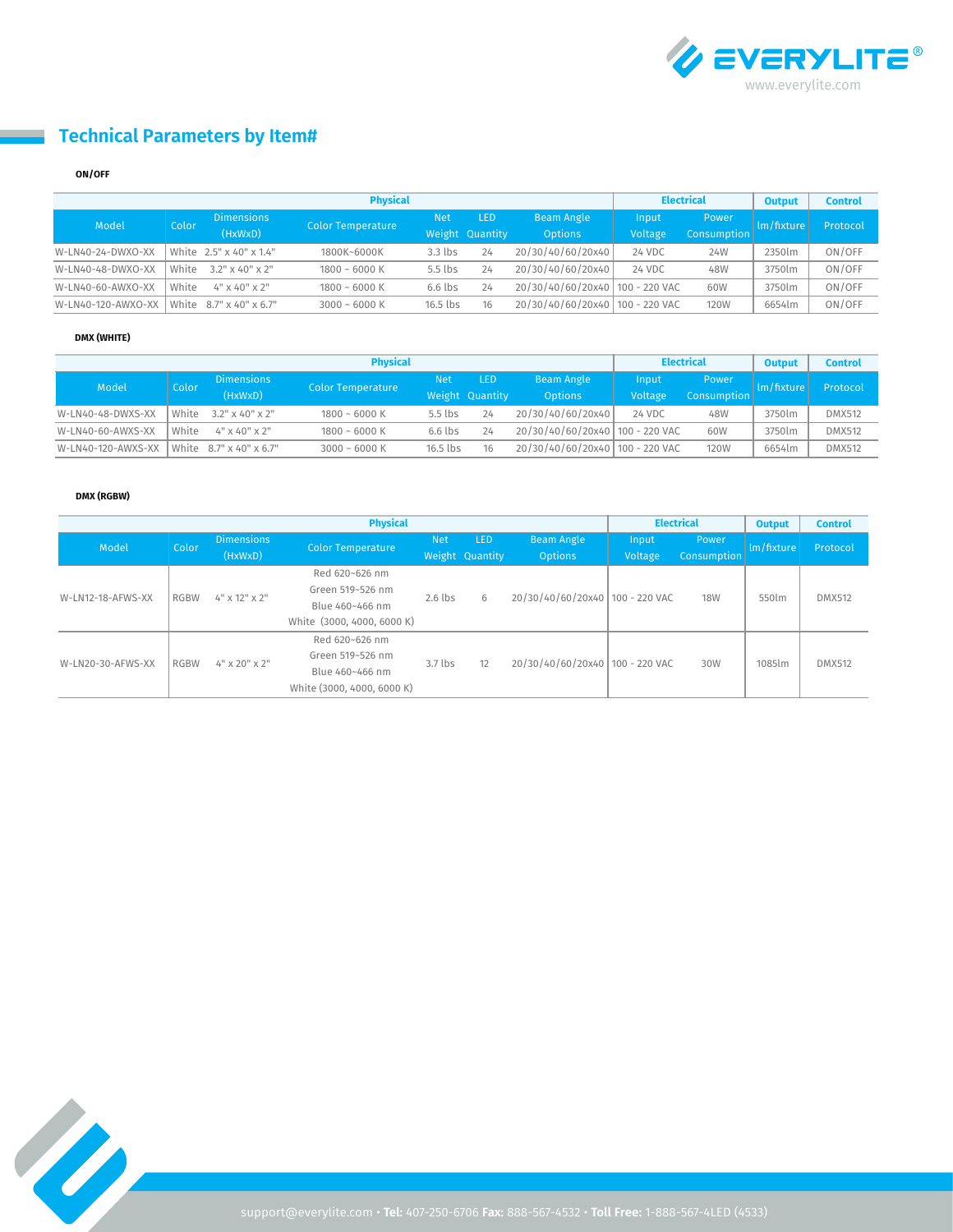## Technical Parameters by Item#

**ON/OFF**

| Physical | | | | | | | Electrical | | Output | Control |
|---|---|---|---|---|---|---|---|---|---|---|
| Model | Color | Dimensions (HxWxD) | Color Temperature | Net Weight | LED Quantity | Beam Angle Options | Input Voltage | Power Consumption | lm/fixture | Protocol |
| W-LN40-24-DWXO-XX | White | 2.5" x 40" x 1.4" | 1800K~6000K | 3.3 lbs | 24 | 20/30/40/60/20x40 | 24 VDC | 24W | 2350lm | ON/OFF |
| W-LN40-48-DWXO-XX | White | 3.2" x 40" x 2" | 1800 ~ 6000 K | 5.5 lbs | 24 | 20/30/40/60/20x40 | 24 VDC | 48W | 3750lm | ON/OFF |
| W-LN40-60-AWXO-XX | White | 4" x 40" x 2" | 1800 ~ 6000 K | 6.6 lbs | 24 | 20/30/40/60/20x40 | 100 - 220 VAC | 60W | 3750lm | ON/OFF |
| W-LN40-120-AWXO-XX | White | 8.7" x 40" x 6.7" | 3000 ~ 6000 K | 16.5 lbs | 16 | 20/30/40/60/20x40 | 100 - 220 VAC | 120W | 6654lm | ON/OFF |

**DMX (WHITE)**

| Physical | | | | | | | Electrical | | Output | Control |
|---|---|---|---|---|---|---|---|---|---|---|
| Model | Color | Dimensions (HxWxD) | Color Temperature | Net Weight | LED Quantity | Beam Angle Options | Input Voltage | Power Consumption | lm/fixture | Protocol |
| W-LN40-48-DWXS-XX | White | 3.2" x 40" x 2" | 1800 ~ 6000 K | 5.5 lbs | 24 | 20/30/40/60/20x40 | 24 VDC | 48W | 3750lm | DMX512 |
| W-LN40-60-AWXS-XX | White | 4" x 40" x 2" | 1800 ~ 6000 K | 6.6 lbs | 24 | 20/30/40/60/20x40 | 100 - 220 VAC | 60W | 3750lm | DMX512 |
| W-LN40-120-AWXS-XX | White | 8.7" x 40" x 6.7" | 3000 ~ 6000 K | 16.5 lbs | 16 | 20/30/40/60/20x40 | 100 - 220 VAC | 120W | 6654lm | DMX512 |

**DMX (RGBW)**

| Physical | | | | | | | Electrical | | Output | Control |
|---|---|---|---|---|---|---|---|---|---|---|
| Model | Color | Dimensions (HxWxD) | Color Temperature | Net Weight | LED Quantity | Beam Angle Options | Input Voltage | Power Consumption | lm/fixture | Protocol |
| W-LN12-18-AFWS-XX | RGBW | 4" x 12" x 2" | Red 620~626 nm<br>Green 519~526 nm<br>Blue 460~466 nm<br>White (3000, 4000, 6000 K) | 2.6 lbs | 6 | 20/30/40/60/20x40 | 100 - 220 VAC | 18W | 550lm | DMX512 |
| W-LN20-30-AFWS-XX | RGBW | 4" x 20" x 2" | Red 620~626 nm<br>Green 519~526 nm<br>Blue 460~466 nm<br>White (3000, 4000, 6000 K) | 3.7 lbs | 12 | 20/30/40/60/20x40 | 100 - 220 VAC | 30W | 1085lm | DMX512 |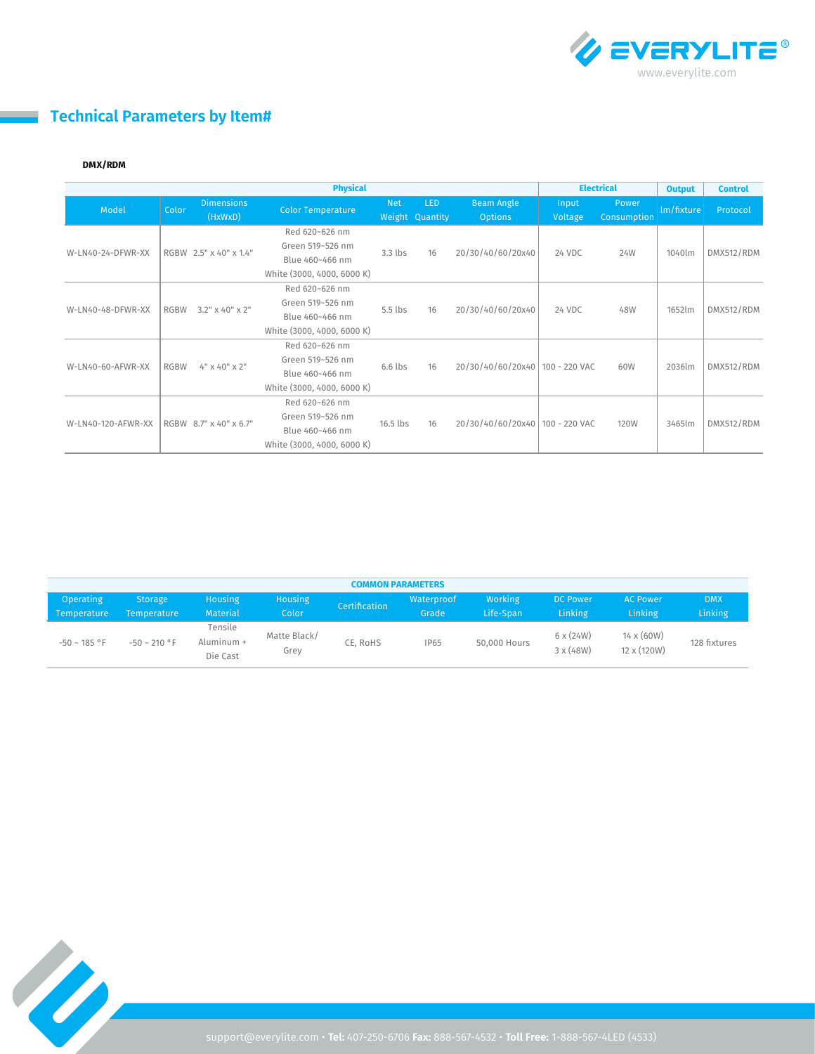## Technical Parameters by Item#

**DMX/RDM**

| Physical | | | | | | | Electrical | | Output | Control |
|---|---|---|---|---|---|---|---|---|---|---|
| Model | Color | Dimensions (HxWxD) | Color Temperature | Net Weight | LED Quantity | Beam Angle Options | Input Voltage | Power Consumption | lm/fixture | Protocol |
| W-LN40-24-DFWR-XX | RGBW | 2.5" x 40" x 1.4" | Red 620~626 nm<br>Green 519~526 nm<br>Blue 460~466 nm<br>White (3000, 4000, 6000 K) | 3.3 lbs | 16 | 20/30/40/60/20x40 | 24 VDC | 24W | 1040lm | DMX512/RDM |
| W-LN40-48-DFWR-XX | RGBW | 3.2" x 40" x 2" | Red 620~626 nm<br>Green 519~526 nm<br>Blue 460~466 nm<br>White (3000, 4000, 6000 K) | 5.5 lbs | 16 | 20/30/40/60/20x40 | 24 VDC | 48W | 1652lm | DMX512/RDM |
| W-LN40-60-AFWR-XX | RGBW | 4" x 40" x 2" | Red 620~626 nm<br>Green 519~526 nm<br>Blue 460~466 nm<br>White (3000, 4000, 6000 K) | 6.6 lbs | 16 | 20/30/40/60/20x40 | 100 - 220 VAC | 60W | 2036lm | DMX512/RDM |
| W-LN40-120-AFWR-XX | RGBW | 8.7" x 40" x 6.7" | Red 620~626 nm<br>Green 519~526 nm<br>Blue 460~466 nm<br>White (3000, 4000, 6000 K) | 16.5 lbs | 16 | 20/30/40/60/20x40 | 100 - 220 VAC | 120W | 3465lm | DMX512/RDM |

| COMMON PARAMETERS | | | | | | | | | |
|---|---|---|---|---|---|---|---|---|---|
| Operating Temperature | Storage Temperature | Housing Material | Housing Color | Certification | Waterproof Grade | Working Life-Span | DC Power Linking | AC Power Linking | DMX Linking |
| -50 ~ 185 °F | -50 ~ 210 °F | Tensile Aluminum + Die Cast | Matte Black/ Grey | CE, RoHS | IP65 | 50,000 Hours | 6 x (24W)<br>3 x (48W) | 14 x (60W)<br>12 x (120W) | 128 fixtures |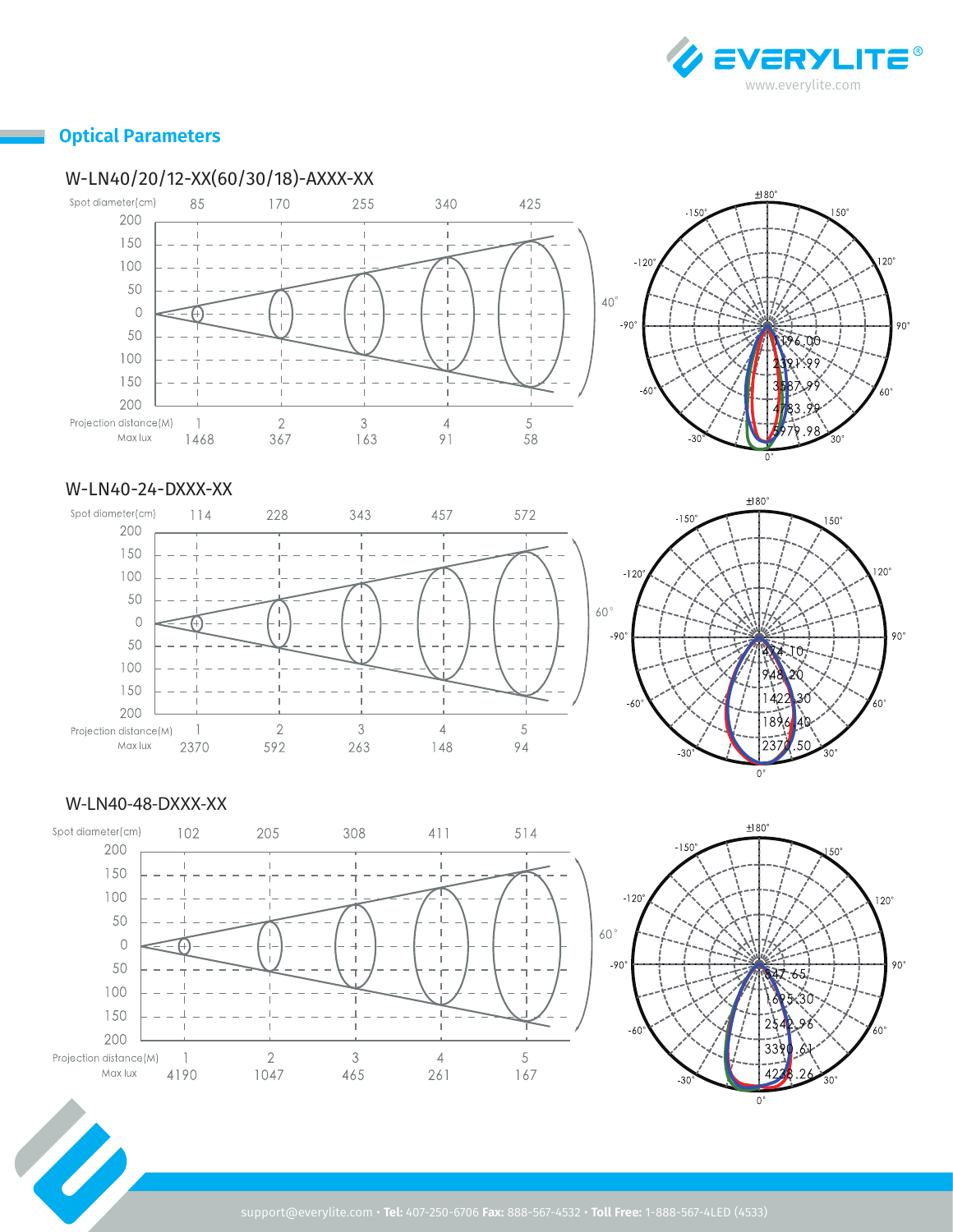## Optical Parameters

### W-LN40/20/12-XX(60/30/18)-AXXX-XX

| Projection distance(M) | 1 | 2 | 3 | 4 | 5 |
|---|---|---|---|---|---|
| Spot diameter(cm) | 85 | 170 | 255 | 340 | 425 |
| Max lux | 1468 | 367 | 163 | 91 | 58 |

Beam angle: 40°

Polar curve values: 1196.00, 2391.99, 3587.99, 4783.99, 5979.98

### W-LN40-24-DXXX-XX

| Projection distance(M) | 1 | 2 | 3 | 4 | 5 |
|---|---|---|---|---|---|
| Spot diameter(cm) | 114 | 228 | 343 | 457 | 572 |
| Max lux | 2370 | 592 | 263 | 148 | 94 |

Beam angle: 60°

Polar curve values: 474.10, 948.20, 1422.30, 1896.40, 2370.50

### W-LN40-48-DXXX-XX

| Projection distance(M) | 1 | 2 | 3 | 4 | 5 |
|---|---|---|---|---|---|
| Spot diameter(cm) | 102 | 205 | 308 | 411 | 514 |
| Max lux | 4190 | 1047 | 465 | 261 | 167 |

Beam angle: 60°

Polar curve values: 847.65, 1695.30, 2542.96, 3390.61, 4238.26

support@everylite.com • **Tel:** 407-250-6706 **Fax:** 888-567-4532 • **Toll Free:** 1-888-567-4LED (4533)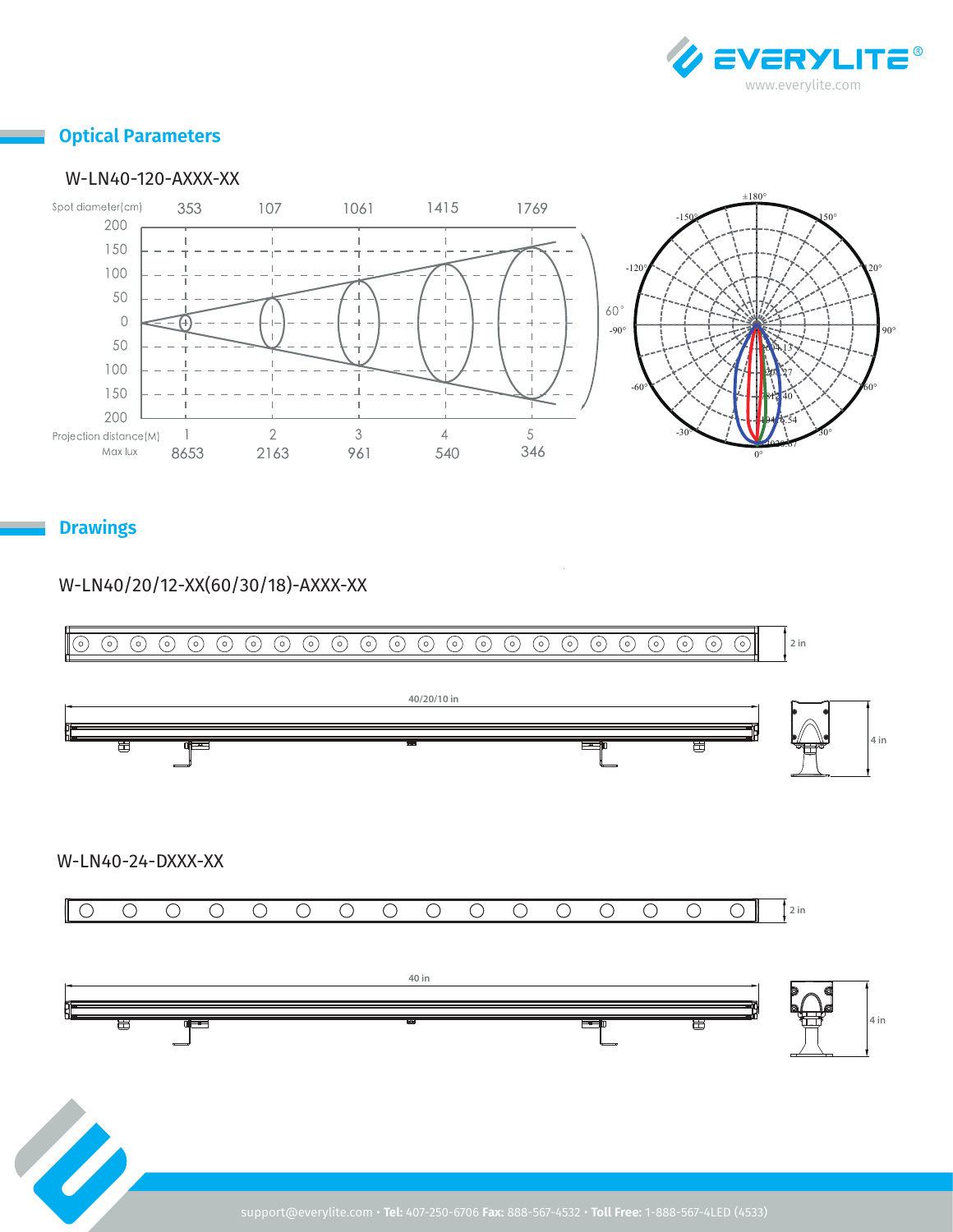## Optical Parameters

W-LN40-120-AXXX-XX

| Projection distance (M) | 1 | 2 | 3 | 4 | 5 |
|---|---|---|---|---|---|
| Spot diameter (cm) | 353 | 107 | 1061 | 1415 | 1769 |
| Max lux | 8653 | 2163 | 961 | 540 | 346 |

## Drawings

W-LN40/20/12-XX(60/30/18)-AXXX-XX

2 in

40/20/10 in

4 in

W-LN40-24-DXXX-XX

2 in

40 in

4 in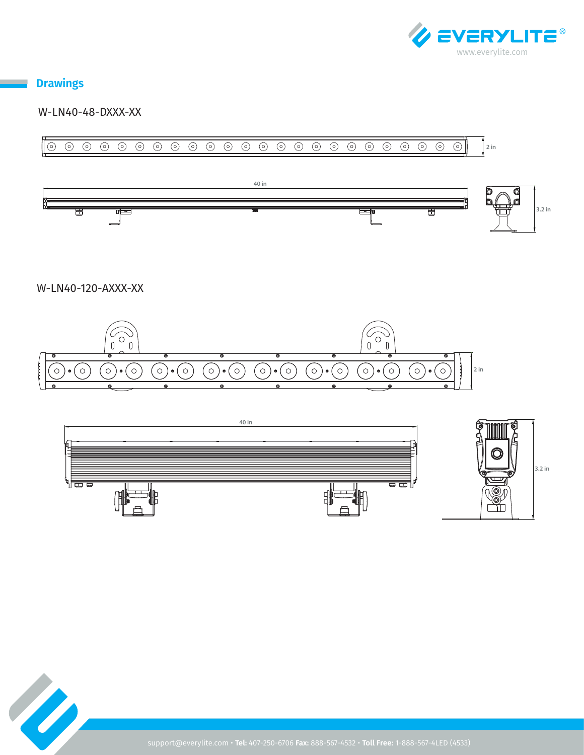## Drawings

W-LN40-48-DXXX-XX

2 in

40 in

3.2 in

W-LN40-120-AXXX-XX

2 in

40 in

3.2 in